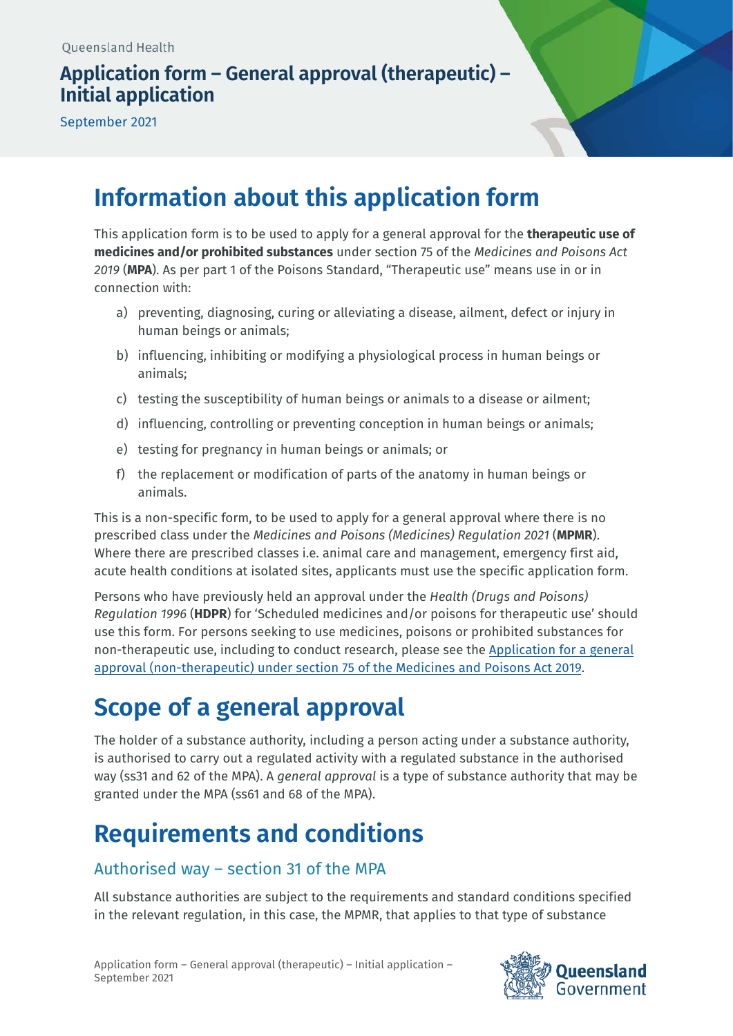Queensland Health

# Application form – General approval (therapeutic) – Initial application

September 2021

## Information about this application form

This application form is to be used to apply for a general approval for the **therapeutic use of medicines and/or prohibited substances** under section 75 of the *Medicines and Poisons Act 2019* (**MPA**). As per part 1 of the Poisons Standard, "Therapeutic use" means use in or in connection with:

a) preventing, diagnosing, curing or alleviating a disease, ailment, defect or injury in human beings or animals;

b) influencing, inhibiting or modifying a physiological process in human beings or animals;

c) testing the susceptibility of human beings or animals to a disease or ailment;

d) influencing, controlling or preventing conception in human beings or animals;

e) testing for pregnancy in human beings or animals; or

f) the replacement or modification of parts of the anatomy in human beings or animals.

This is a non-specific form, to be used to apply for a general approval where there is no prescribed class under the *Medicines and Poisons (Medicines) Regulation 2021* (**MPMR**). Where there are prescribed classes i.e. animal care and management, emergency first aid, acute health conditions at isolated sites, applicants must use the specific application form.

Persons who have previously held an approval under the *Health (Drugs and Poisons) Regulation 1996* (**HDPR**) for 'Scheduled medicines and/or poisons for therapeutic use' should use this form. For persons seeking to use medicines, poisons or prohibited substances for non-therapeutic use, including to conduct research, please see the Application for a general approval (non-therapeutic) under section 75 of the Medicines and Poisons Act 2019.

## Scope of a general approval

The holder of a substance authority, including a person acting under a substance authority, is authorised to carry out a regulated activity with a regulated substance in the authorised way (ss31 and 62 of the MPA). A *general approval* is a type of substance authority that may be granted under the MPA (ss61 and 68 of the MPA).

## Requirements and conditions

### Authorised way – section 31 of the MPA

All substance authorities are subject to the requirements and standard conditions specified in the relevant regulation, in this case, the MPMR, that applies to that type of substance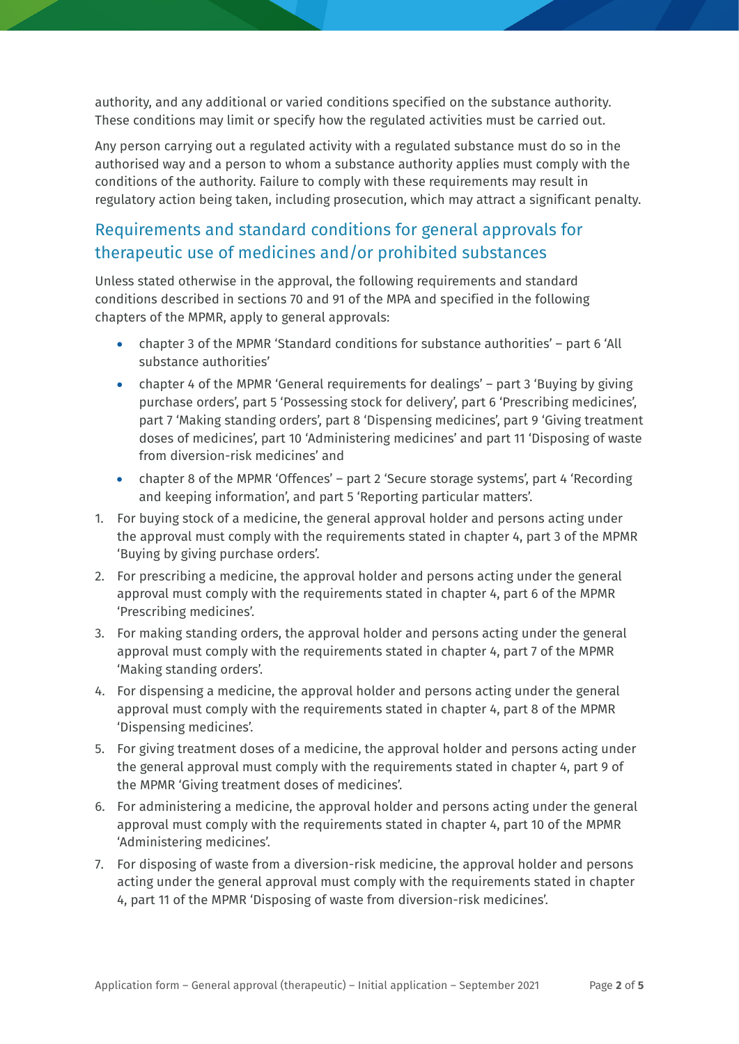authority, and any additional or varied conditions specified on the substance authority. These conditions may limit or specify how the regulated activities must be carried out.

Any person carrying out a regulated activity with a regulated substance must do so in the authorised way and a person to whom a substance authority applies must comply with the conditions of the authority. Failure to comply with these requirements may result in regulatory action being taken, including prosecution, which may attract a significant penalty.

## Requirements and standard conditions for general approvals for therapeutic use of medicines and/or prohibited substances

Unless stated otherwise in the approval, the following requirements and standard conditions described in sections 70 and 91 of the MPA and specified in the following chapters of the MPMR, apply to general approvals:

- chapter 3 of the MPMR 'Standard conditions for substance authorities' – part 6 'All substance authorities'
- chapter 4 of the MPMR 'General requirements for dealings' – part 3 'Buying by giving purchase orders', part 5 'Possessing stock for delivery', part 6 'Prescribing medicines', part 7 'Making standing orders', part 8 'Dispensing medicines', part 9 'Giving treatment doses of medicines', part 10 'Administering medicines' and part 11 'Disposing of waste from diversion-risk medicines' and
- chapter 8 of the MPMR 'Offences' – part 2 'Secure storage systems', part 4 'Recording and keeping information', and part 5 'Reporting particular matters'.

1. For buying stock of a medicine, the general approval holder and persons acting under the approval must comply with the requirements stated in chapter 4, part 3 of the MPMR 'Buying by giving purchase orders'.
2. For prescribing a medicine, the approval holder and persons acting under the general approval must comply with the requirements stated in chapter 4, part 6 of the MPMR 'Prescribing medicines'.
3. For making standing orders, the approval holder and persons acting under the general approval must comply with the requirements stated in chapter 4, part 7 of the MPMR 'Making standing orders'.
4. For dispensing a medicine, the approval holder and persons acting under the general approval must comply with the requirements stated in chapter 4, part 8 of the MPMR 'Dispensing medicines'.
5. For giving treatment doses of a medicine, the approval holder and persons acting under the general approval must comply with the requirements stated in chapter 4, part 9 of the MPMR 'Giving treatment doses of medicines'.
6. For administering a medicine, the approval holder and persons acting under the general approval must comply with the requirements stated in chapter 4, part 10 of the MPMR 'Administering medicines'.
7. For disposing of waste from a diversion-risk medicine, the approval holder and persons acting under the general approval must comply with the requirements stated in chapter 4, part 11 of the MPMR 'Disposing of waste from diversion-risk medicines'.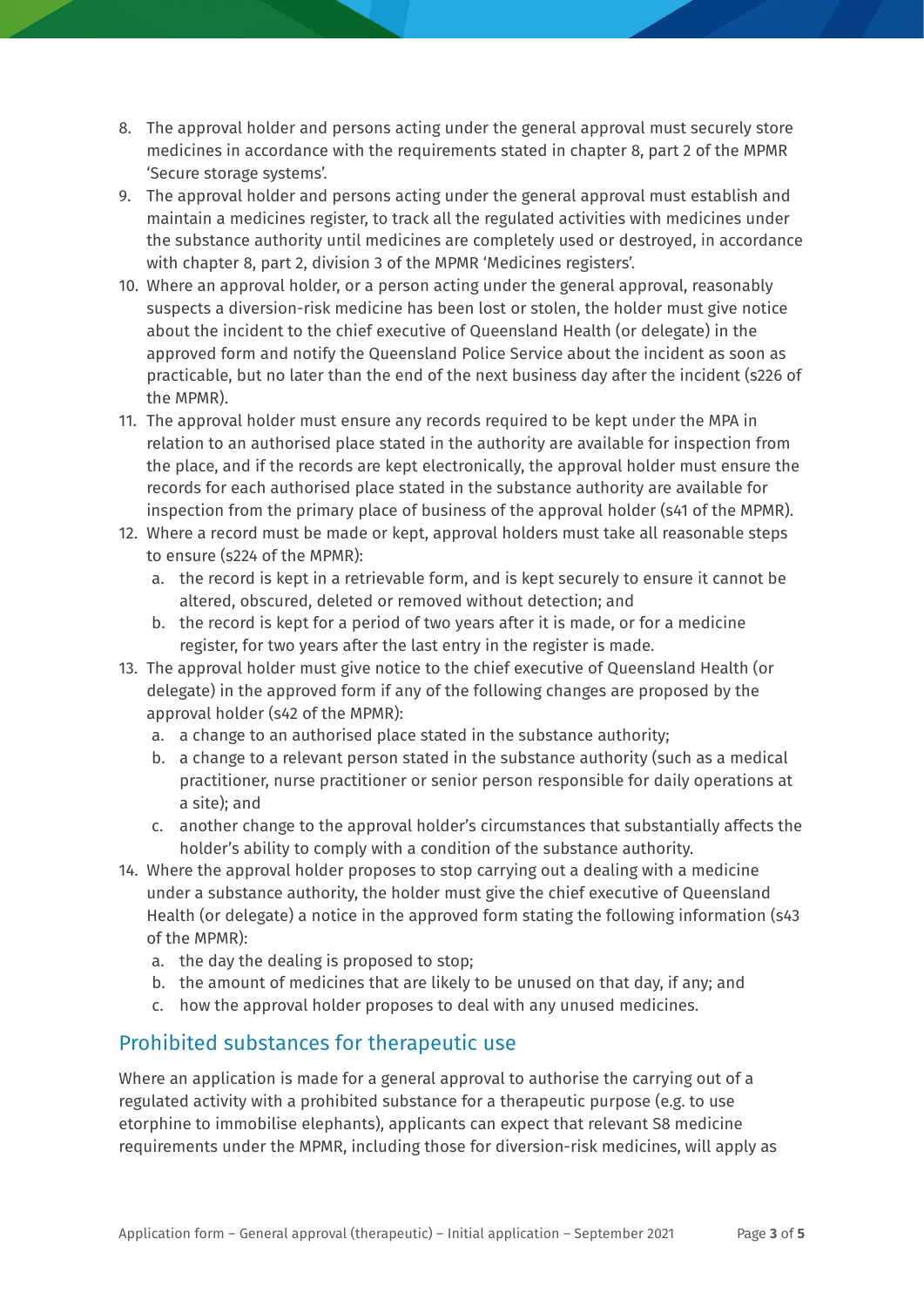8. The approval holder and persons acting under the general approval must securely store medicines in accordance with the requirements stated in chapter 8, part 2 of the MPMR 'Secure storage systems'.
9. The approval holder and persons acting under the general approval must establish and maintain a medicines register, to track all the regulated activities with medicines under the substance authority until medicines are completely used or destroyed, in accordance with chapter 8, part 2, division 3 of the MPMR 'Medicines registers'.
10. Where an approval holder, or a person acting under the general approval, reasonably suspects a diversion-risk medicine has been lost or stolen, the holder must give notice about the incident to the chief executive of Queensland Health (or delegate) in the approved form and notify the Queensland Police Service about the incident as soon as practicable, but no later than the end of the next business day after the incident (s226 of the MPMR).
11. The approval holder must ensure any records required to be kept under the MPA in relation to an authorised place stated in the authority are available for inspection from the place, and if the records are kept electronically, the approval holder must ensure the records for each authorised place stated in the substance authority are available for inspection from the primary place of business of the approval holder (s41 of the MPMR).
12. Where a record must be made or kept, approval holders must take all reasonable steps to ensure (s224 of the MPMR):
    a. the record is kept in a retrievable form, and is kept securely to ensure it cannot be altered, obscured, deleted or removed without detection; and
    b. the record is kept for a period of two years after it is made, or for a medicine register, for two years after the last entry in the register is made.
13. The approval holder must give notice to the chief executive of Queensland Health (or delegate) in the approved form if any of the following changes are proposed by the approval holder (s42 of the MPMR):
    a. a change to an authorised place stated in the substance authority;
    b. a change to a relevant person stated in the substance authority (such as a medical practitioner, nurse practitioner or senior person responsible for daily operations at a site); and
    c. another change to the approval holder's circumstances that substantially affects the holder's ability to comply with a condition of the substance authority.
14. Where the approval holder proposes to stop carrying out a dealing with a medicine under a substance authority, the holder must give the chief executive of Queensland Health (or delegate) a notice in the approved form stating the following information (s43 of the MPMR):
    a. the day the dealing is proposed to stop;
    b. the amount of medicines that are likely to be unused on that day, if any; and
    c. how the approval holder proposes to deal with any unused medicines.

## Prohibited substances for therapeutic use

Where an application is made for a general approval to authorise the carrying out of a regulated activity with a prohibited substance for a therapeutic purpose (e.g. to use etorphine to immobilise elephants), applicants can expect that relevant S8 medicine requirements under the MPMR, including those for diversion-risk medicines, will apply as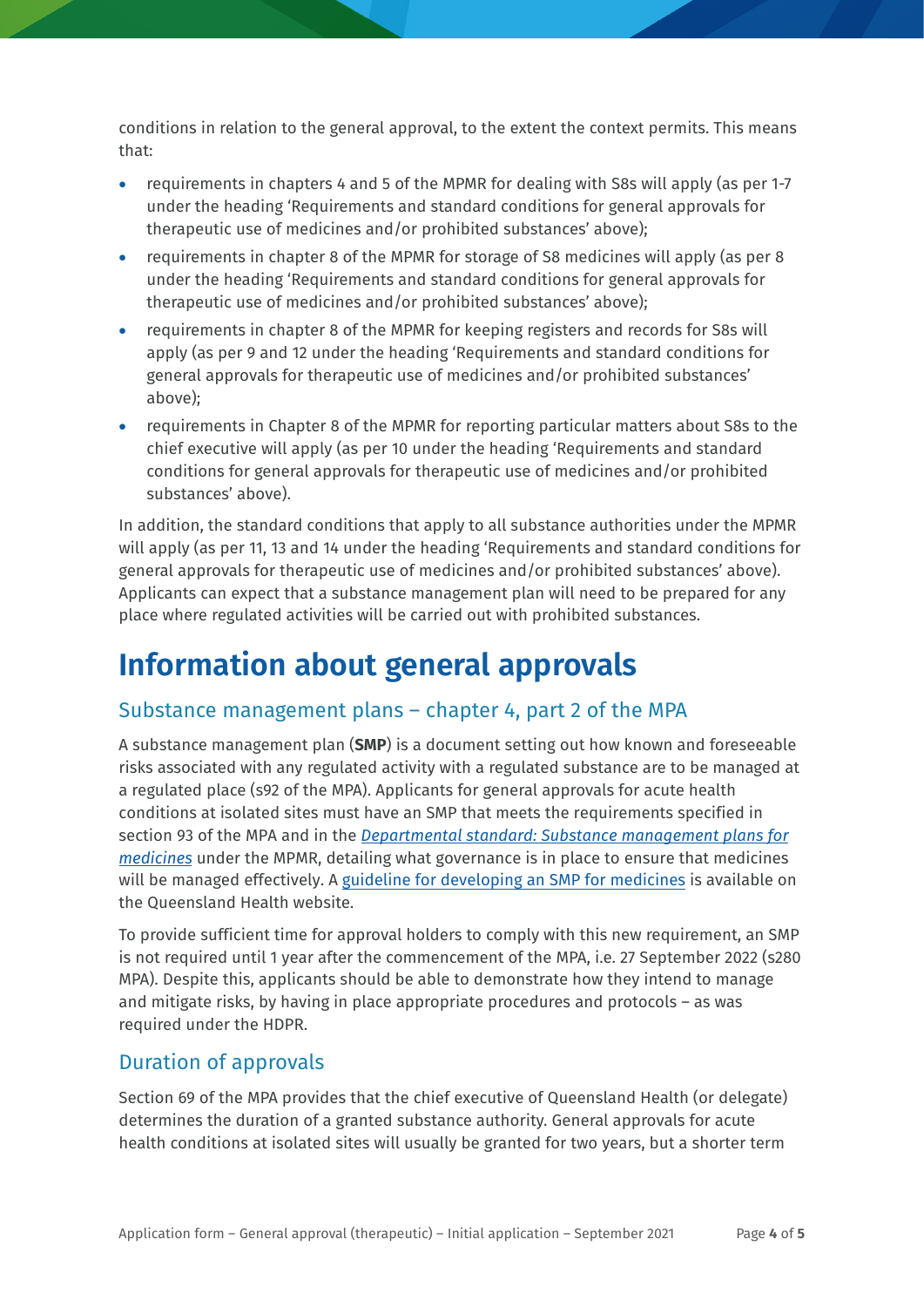conditions in relation to the general approval, to the extent the context permits. This means that:

- requirements in chapters 4 and 5 of the MPMR for dealing with S8s will apply (as per 1-7 under the heading 'Requirements and standard conditions for general approvals for therapeutic use of medicines and/or prohibited substances' above);
- requirements in chapter 8 of the MPMR for storage of S8 medicines will apply (as per 8 under the heading 'Requirements and standard conditions for general approvals for therapeutic use of medicines and/or prohibited substances' above);
- requirements in chapter 8 of the MPMR for keeping registers and records for S8s will apply (as per 9 and 12 under the heading 'Requirements and standard conditions for general approvals for therapeutic use of medicines and/or prohibited substances' above);
- requirements in Chapter 8 of the MPMR for reporting particular matters about S8s to the chief executive will apply (as per 10 under the heading 'Requirements and standard conditions for general approvals for therapeutic use of medicines and/or prohibited substances' above).

In addition, the standard conditions that apply to all substance authorities under the MPMR will apply (as per 11, 13 and 14 under the heading 'Requirements and standard conditions for general approvals for therapeutic use of medicines and/or prohibited substances' above). Applicants can expect that a substance management plan will need to be prepared for any place where regulated activities will be carried out with prohibited substances.

# Information about general approvals

## Substance management plans – chapter 4, part 2 of the MPA

A substance management plan (**SMP**) is a document setting out how known and foreseeable risks associated with any regulated activity with a regulated substance are to be managed at a regulated place (s92 of the MPA). Applicants for general approvals for acute health conditions at isolated sites must have an SMP that meets the requirements specified in section 93 of the MPA and in the *Departmental standard: Substance management plans for medicines* under the MPMR, detailing what governance is in place to ensure that medicines will be managed effectively. A guideline for developing an SMP for medicines is available on the Queensland Health website.

To provide sufficient time for approval holders to comply with this new requirement, an SMP is not required until 1 year after the commencement of the MPA, i.e. 27 September 2022 (s280 MPA). Despite this, applicants should be able to demonstrate how they intend to manage and mitigate risks, by having in place appropriate procedures and protocols – as was required under the HDPR.

## Duration of approvals

Section 69 of the MPA provides that the chief executive of Queensland Health (or delegate) determines the duration of a granted substance authority. General approvals for acute health conditions at isolated sites will usually be granted for two years, but a shorter term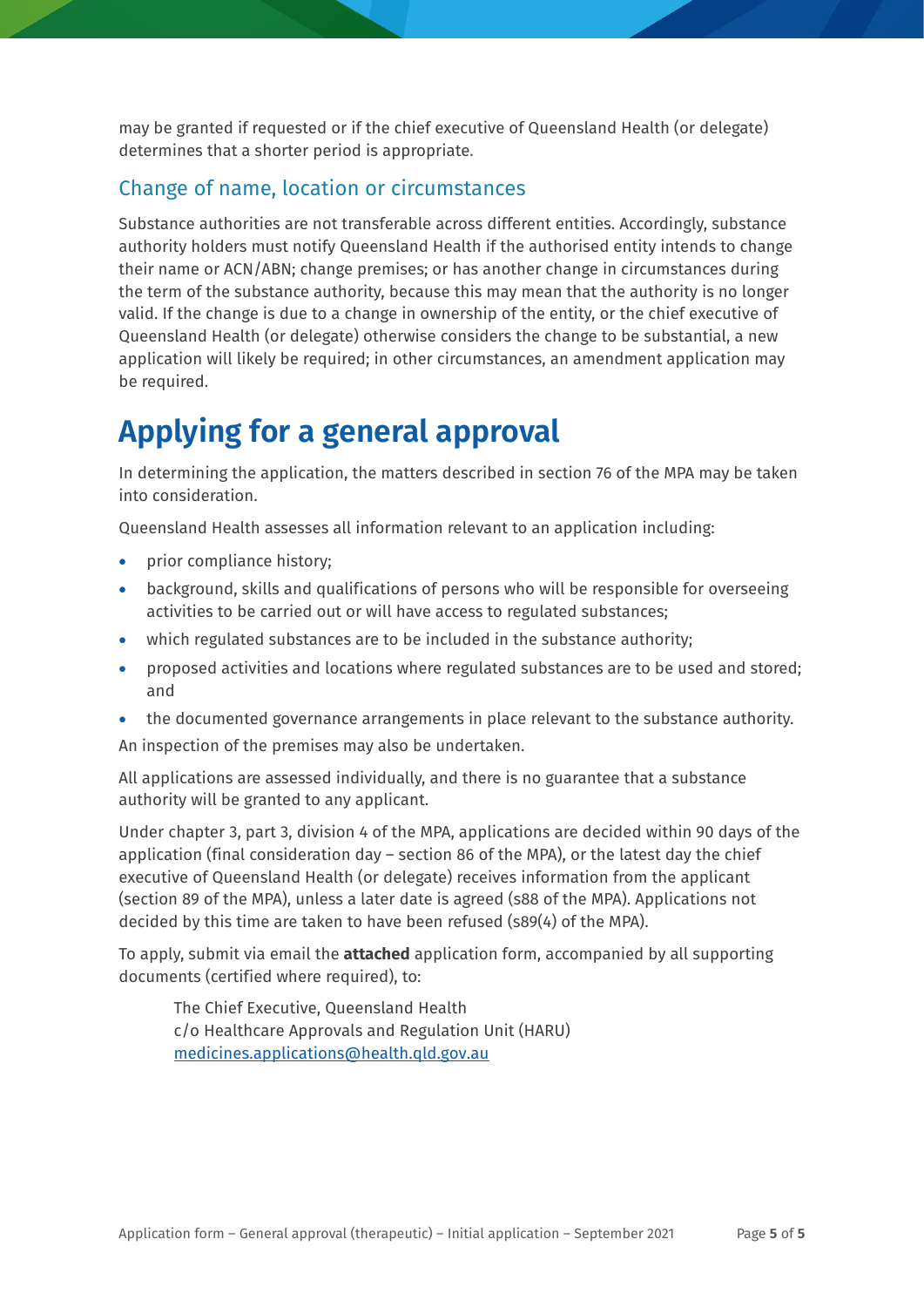may be granted if requested or if the chief executive of Queensland Health (or delegate) determines that a shorter period is appropriate.

## Change of name, location or circumstances

Substance authorities are not transferable across different entities. Accordingly, substance authority holders must notify Queensland Health if the authorised entity intends to change their name or ACN/ABN; change premises; or has another change in circumstances during the term of the substance authority, because this may mean that the authority is no longer valid. If the change is due to a change in ownership of the entity, or the chief executive of Queensland Health (or delegate) otherwise considers the change to be substantial, a new application will likely be required; in other circumstances, an amendment application may be required.

# Applying for a general approval

In determining the application, the matters described in section 76 of the MPA may be taken into consideration.

Queensland Health assesses all information relevant to an application including:

- prior compliance history;
- background, skills and qualifications of persons who will be responsible for overseeing activities to be carried out or will have access to regulated substances;
- which regulated substances are to be included in the substance authority;
- proposed activities and locations where regulated substances are to be used and stored; and
- the documented governance arrangements in place relevant to the substance authority.

An inspection of the premises may also be undertaken.

All applications are assessed individually, and there is no guarantee that a substance authority will be granted to any applicant.

Under chapter 3, part 3, division 4 of the MPA, applications are decided within 90 days of the application (final consideration day – section 86 of the MPA), or the latest day the chief executive of Queensland Health (or delegate) receives information from the applicant (section 89 of the MPA), unless a later date is agreed (s88 of the MPA). Applications not decided by this time are taken to have been refused (s89(4) of the MPA).

To apply, submit via email the **attached** application form, accompanied by all supporting documents (certified where required), to:

> The Chief Executive, Queensland Health
> c/o Healthcare Approvals and Regulation Unit (HARU)
> medicines.applications@health.qld.gov.au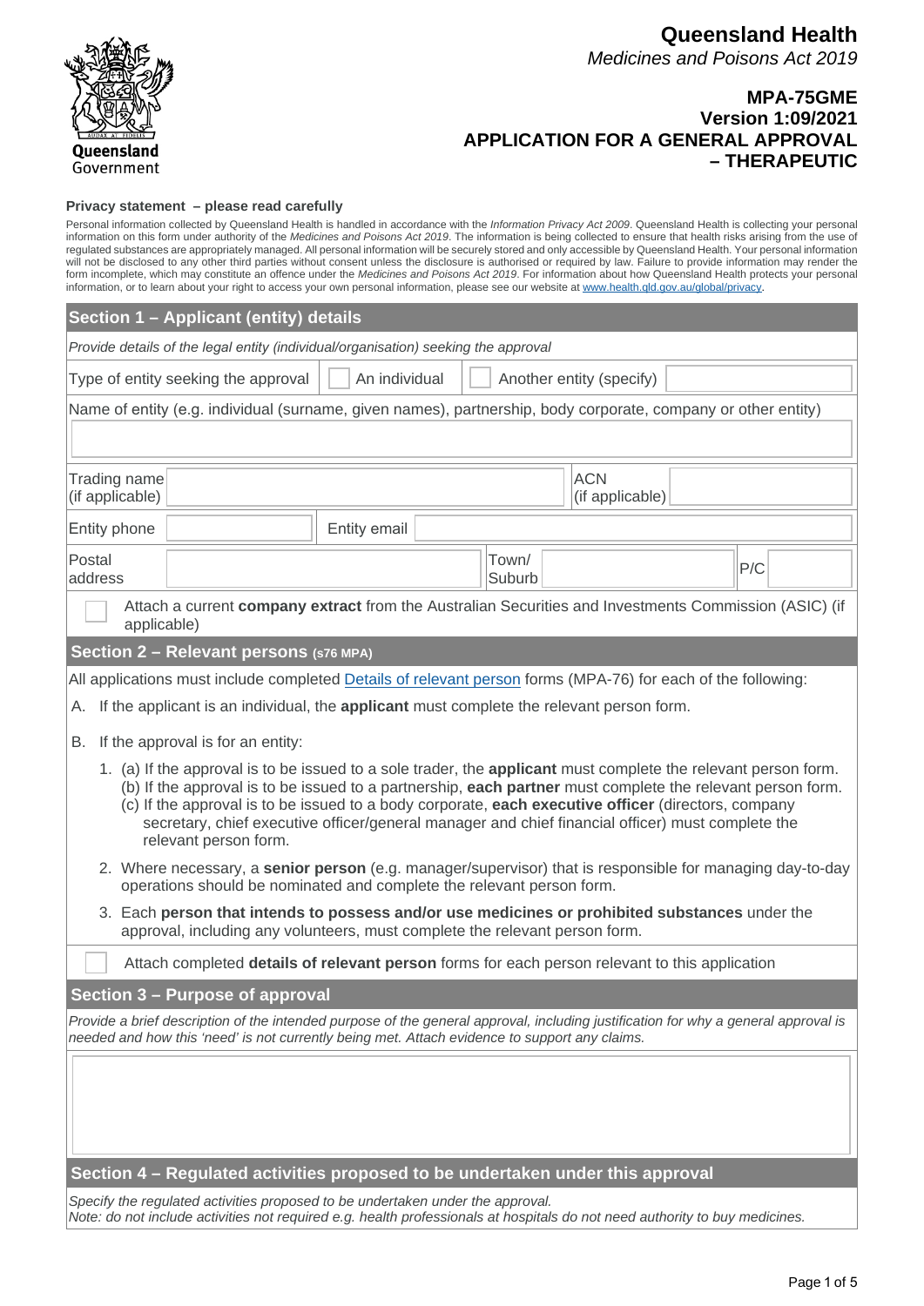# Queensland Health

*Medicines and Poisons Act 2019*

**MPA-75GME**
**Version 1:09/2021**
**APPLICATION FOR A GENERAL APPROVAL – THERAPEUTIC**

**Privacy statement – please read carefully**

Personal information collected by Queensland Health is handled in accordance with the *Information Privacy Act 2009*. Queensland Health is collecting your personal information on this form under authority of the *Medicines and Poisons Act 2019*. The information is being collected to ensure that health risks arising from the use of regulated substances are appropriately managed. All personal information will be securely stored and only accessible by Queensland Health. Your personal information will not be disclosed to any other third parties without consent unless the disclosure is authorised or required by law. Failure to provide information may render the form incomplete, which may constitute an offence under the *Medicines and Poisons Act 2019*. For information about how Queensland Health protects your personal information, or to learn about your right to access your own personal information, please see our website at www.health.qld.gov.au/global/privacy.

## Section 1 – Applicant (entity) details

*Provide details of the legal entity (individual/organisation) seeking the approval*

| Type of entity seeking the approval | ☐ An individual | ☐ Another entity (specify) | |
|---|---|---|---|

Name of entity (e.g. individual (surname, given names), partnership, body corporate, company or other entity)

| | |
|---|---|
| Trading name (if applicable) | |
| ACN (if applicable) | |
| Entity phone | |
| Entity email | |
| Postal address | |
| Town/ Suburb | |
| P/C | |

☐ Attach a current **company extract** from the Australian Securities and Investments Commission (ASIC) (if applicable)

## Section 2 – Relevant persons (s76 MPA)

All applications must include completed Details of relevant person forms (MPA-76) for each of the following:

A. If the applicant is an individual, the **applicant** must complete the relevant person form.

B. If the approval is for an entity:

1. (a) If the approval is to be issued to a sole trader, the **applicant** must complete the relevant person form.
   (b) If the approval is to be issued to a partnership, **each partner** must complete the relevant person form.
   (c) If the approval is to be issued to a body corporate, **each executive officer** (directors, company secretary, chief executive officer/general manager and chief financial officer) must complete the relevant person form.
2. Where necessary, a **senior person** (e.g. manager/supervisor) that is responsible for managing day-to-day operations should be nominated and complete the relevant person form.
3. Each **person that intends to possess and/or use medicines or prohibited substances** under the approval, including any volunteers, must complete the relevant person form.

☐ Attach completed **details of relevant person** forms for each person relevant to this application

## Section 3 – Purpose of approval

*Provide a brief description of the intended purpose of the general approval, including justification for why a general approval is needed and how this 'need' is not currently being met. Attach evidence to support any claims.*

## Section 4 – Regulated activities proposed to be undertaken under this approval

*Specify the regulated activities proposed to be undertaken under the approval.*
*Note: do not include activities not required e.g. health professionals at hospitals do not need authority to buy medicines.*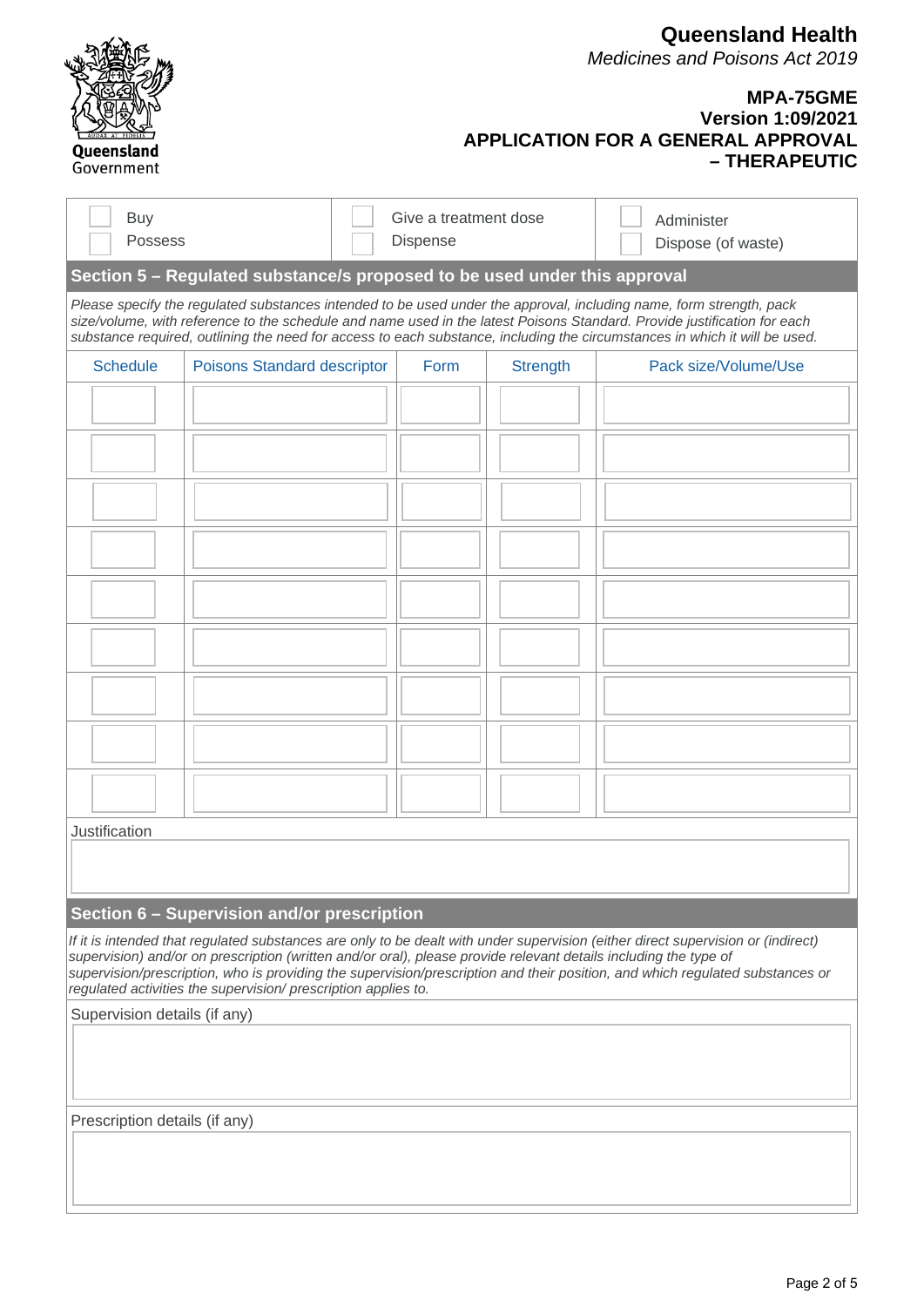**Queensland Health**
*Medicines and Poisons Act 2019*

**MPA-75GME**
**Version 1:09/2021**
**APPLICATION FOR A GENERAL APPROVAL – THERAPEUTIC**

| | | |
|---|---|---|
| ☐ Buy | ☐ Give a treatment dose | ☐ Administer |
| ☐ Possess | ☐ Dispense | ☐ Dispose (of waste) |

## Section 5 – Regulated substance/s proposed to be used under this approval

*Please specify the regulated substances intended to be used under the approval, including name, form strength, pack size/volume, with reference to the schedule and name used in the latest Poisons Standard. Provide justification for each substance required, outlining the need for access to each substance, including the circumstances in which it will be used.*

| Schedule | Poisons Standard descriptor | Form | Strength | Pack size/Volume/Use |
|---|---|---|---|---|
| | | | | |
| | | | | |
| | | | | |
| | | | | |
| | | | | |
| | | | | |
| | | | | |
| | | | | |
| | | | | |

Justification

## Section 6 – Supervision and/or prescription

*If it is intended that regulated substances are only to be dealt with under supervision (either direct supervision or (indirect) supervision) and/or on prescription (written and/or oral), please provide relevant details including the type of supervision/prescription, who is providing the supervision/prescription and their position, and which regulated substances or regulated activities the supervision/ prescription applies to.*

Supervision details (if any)

Prescription details (if any)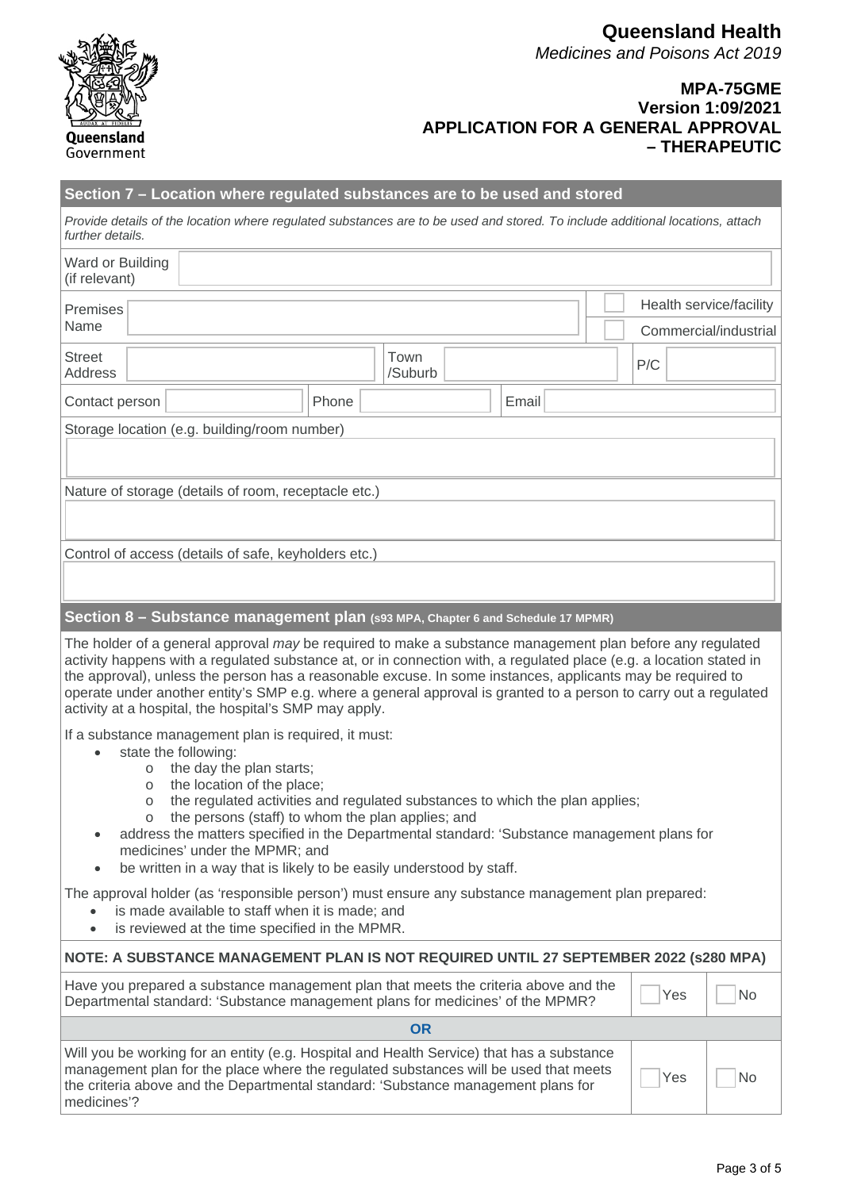## Section 7 – Location where regulated substances are to be used and stored

*Provide details of the location where regulated substances are to be used and stored. To include additional locations, attach further details.*

| | | | | | |
|---|---|---|---|---|---|
| Ward or Building (if relevant) | | | | | |
| Premises Name | | | | ☐ Health service/facility | ☐ Commercial/industrial |
| Street Address | | Town /Suburb | | P/C | |
| Contact person | | Phone | | Email | |

Storage location (e.g. building/room number)

Nature of storage (details of room, receptacle etc.)

Control of access (details of safe, keyholders etc.)

## Section 8 – Substance management plan (s93 MPA, Chapter 6 and Schedule 17 MPMR)

The holder of a general approval *may* be required to make a substance management plan before any regulated activity happens with a regulated substance at, or in connection with, a regulated place (e.g. a location stated in the approval), unless the person has a reasonable excuse. In some instances, applicants may be required to operate under another entity's SMP e.g. where a general approval is granted to a person to carry out a regulated activity at a hospital, the hospital's SMP may apply.

If a substance management plan is required, it must:

- state the following:
  - the day the plan starts;
  - the location of the place;
  - the regulated activities and regulated substances to which the plan applies;
  - the persons (staff) to whom the plan applies; and
- address the matters specified in the Departmental standard: 'Substance management plans for medicines' under the MPMR; and
- be written in a way that is likely to be easily understood by staff.

The approval holder (as 'responsible person') must ensure any substance management plan prepared:

- is made available to staff when it is made; and
- is reviewed at the time specified in the MPMR.

**NOTE: A SUBSTANCE MANAGEMENT PLAN IS NOT REQUIRED UNTIL 27 SEPTEMBER 2022 (s280 MPA)**

| | | |
|---|---|---|
| Have you prepared a substance management plan that meets the criteria above and the Departmental standard: 'Substance management plans for medicines' of the MPMR? | ☐ Yes | ☐ No |
| **OR** | | |
| Will you be working for an entity (e.g. Hospital and Health Service) that has a substance management plan for the place where the regulated substances will be used that meets the criteria above and the Departmental standard: 'Substance management plans for medicines'? | ☐ Yes | ☐ No |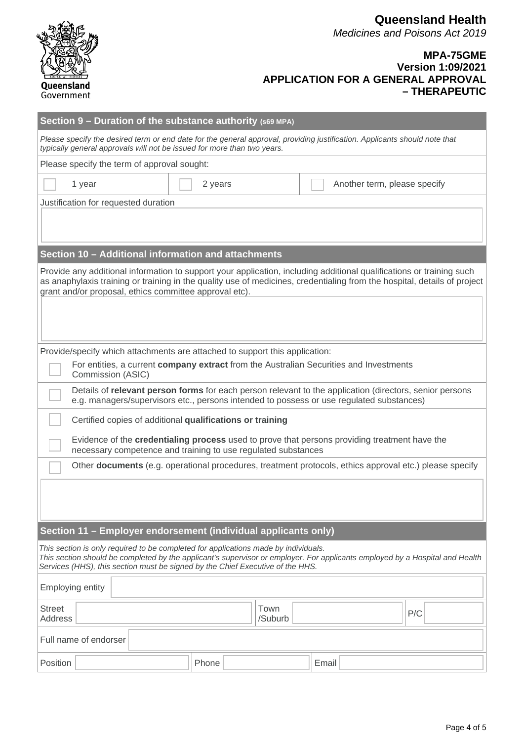# Queensland Health

*Medicines and Poisons Act 2019*

**MPA-75GME**
**Version 1:09/2021**
**APPLICATION FOR A GENERAL APPROVAL – THERAPEUTIC**

## Section 9 – Duration of the substance authority (s69 MPA)

*Please specify the desired term or end date for the general approval, providing justification. Applicants should note that typically general approvals will not be issued for more than two years.*

Please specify the term of approval sought:

| ☐ 1 year | ☐ 2 years | ☐ Another term, please specify |
|---|---|---|

Justification for requested duration

## Section 10 – Additional information and attachments

Provide any additional information to support your application, including additional qualifications or training such as anaphylaxis training or training in the quality use of medicines, credentialing from the hospital, details of project grant and/or proposal, ethics committee approval etc).

Provide/specify which attachments are attached to support this application:

- ☐ For entities, a current **company extract** from the Australian Securities and Investments Commission (ASIC)
- ☐ Details of **relevant person forms** for each person relevant to the application (directors, senior persons e.g. managers/supervisors etc., persons intended to possess or use regulated substances)
- ☐ Certified copies of additional **qualifications or training**
- ☐ Evidence of the **credentialing process** used to prove that persons providing treatment have the necessary competence and training to use regulated substances
- ☐ Other **documents** (e.g. operational procedures, treatment protocols, ethics approval etc.) please specify

## Section 11 – Employer endorsement (individual applicants only)

*This section is only required to be completed for applications made by individuals.*
*This section should be completed by the applicant's supervisor or employer. For applicants employed by a Hospital and Health Services (HHS), this section must be signed by the Chief Executive of the HHS.*

| Employing entity | | | | | |
|---|---|---|---|---|---|
| Street Address | | Town /Suburb | | P/C | |
| Full name of endorser | | | | | |
| Position | | Phone | | Email | |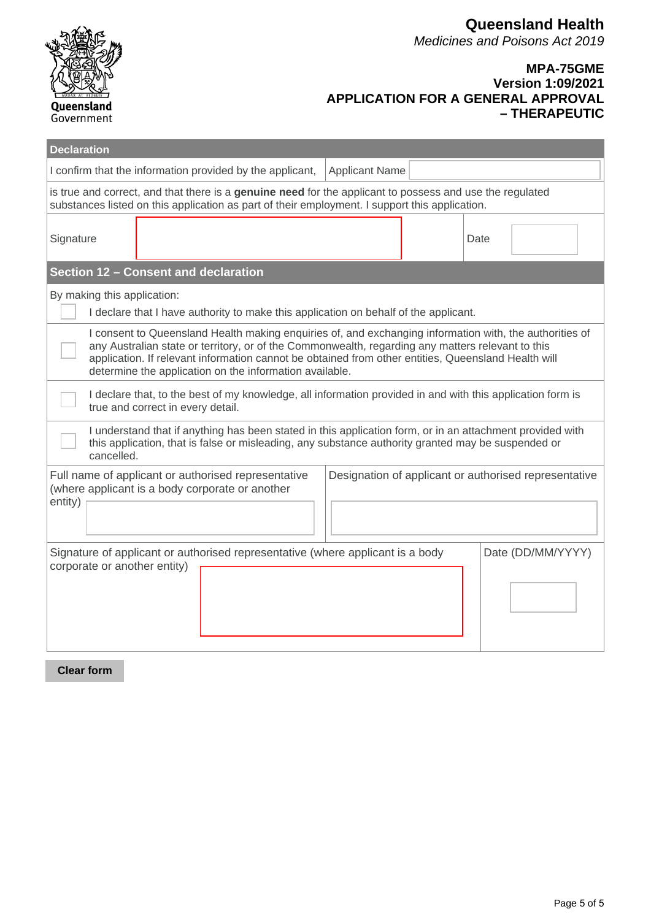Queensland Government

**Queensland Health**
*Medicines and Poisons Act 2019*

**MPA-75GME**
**Version 1:09/2021**
**APPLICATION FOR A GENERAL APPROVAL – THERAPEUTIC**

## Declaration

| | | | |
|---|---|---|---|
| I confirm that the information provided by the applicant, | Applicant Name | | |
| is true and correct, and that there is a **genuine need** for the applicant to possess and use the regulated substances listed on this application as part of their employment. I support this application. | | | |
| Signature | | Date | |

## Section 12 – Consent and declaration

By making this application:

- [ ] I declare that I have authority to make this application on behalf of the applicant.
- [ ] I consent to Queensland Health making enquiries of, and exchanging information with, the authorities of any Australian state or territory, or of the Commonwealth, regarding any matters relevant to this application. If relevant information cannot be obtained from other entities, Queensland Health will determine the application on the information available.
- [ ] I declare that, to the best of my knowledge, all information provided in and with this application form is true and correct in every detail.
- [ ] I understand that if anything has been stated in this application form, or in an attachment provided with this application, that is false or misleading, any substance authority granted may be suspended or cancelled.

| Full name of applicant or authorised representative (where applicant is a body corporate or another entity) | Designation of applicant or authorised representative |
|---|---|
| | |

| Signature of applicant or authorised representative (where applicant is a body corporate or another entity) | Date (DD/MM/YYYY) |
|---|---|
| | |

Clear form